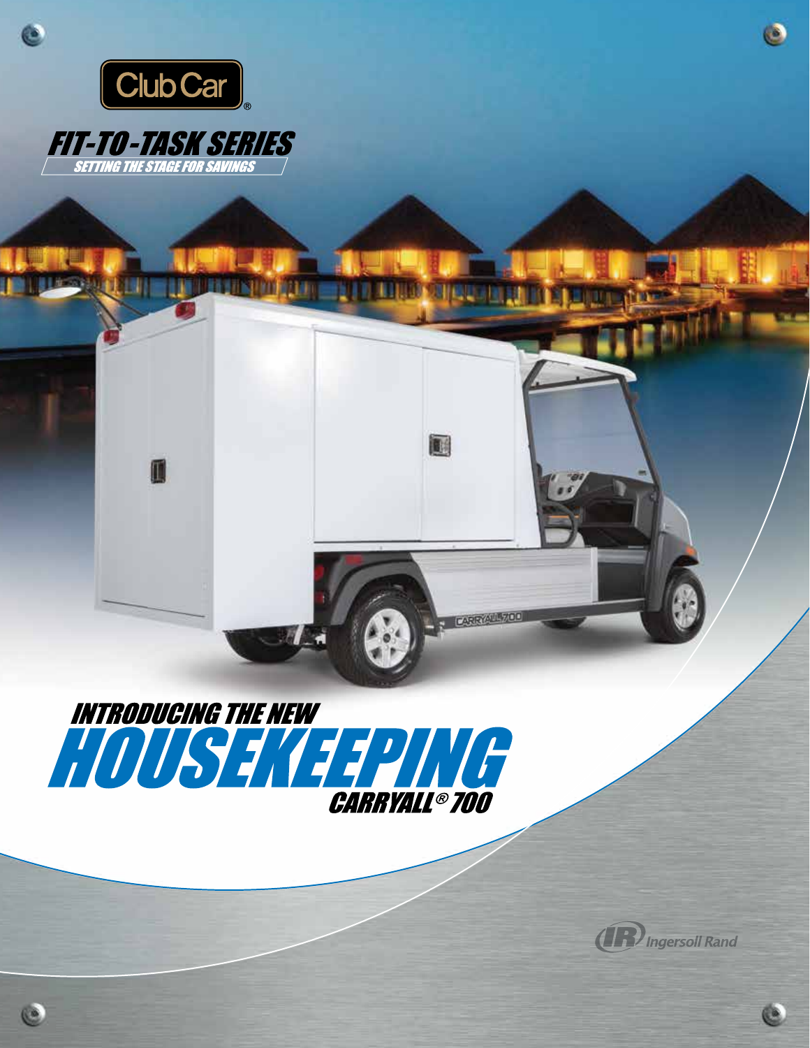Club Car®

# FIT-TO-TASK SERIES

SETTING THE STAGE FOR SAVINGS

## INTRODUCING THE NEW HOUSEKEEPING CARRYALL® 700

Ingersoll Rand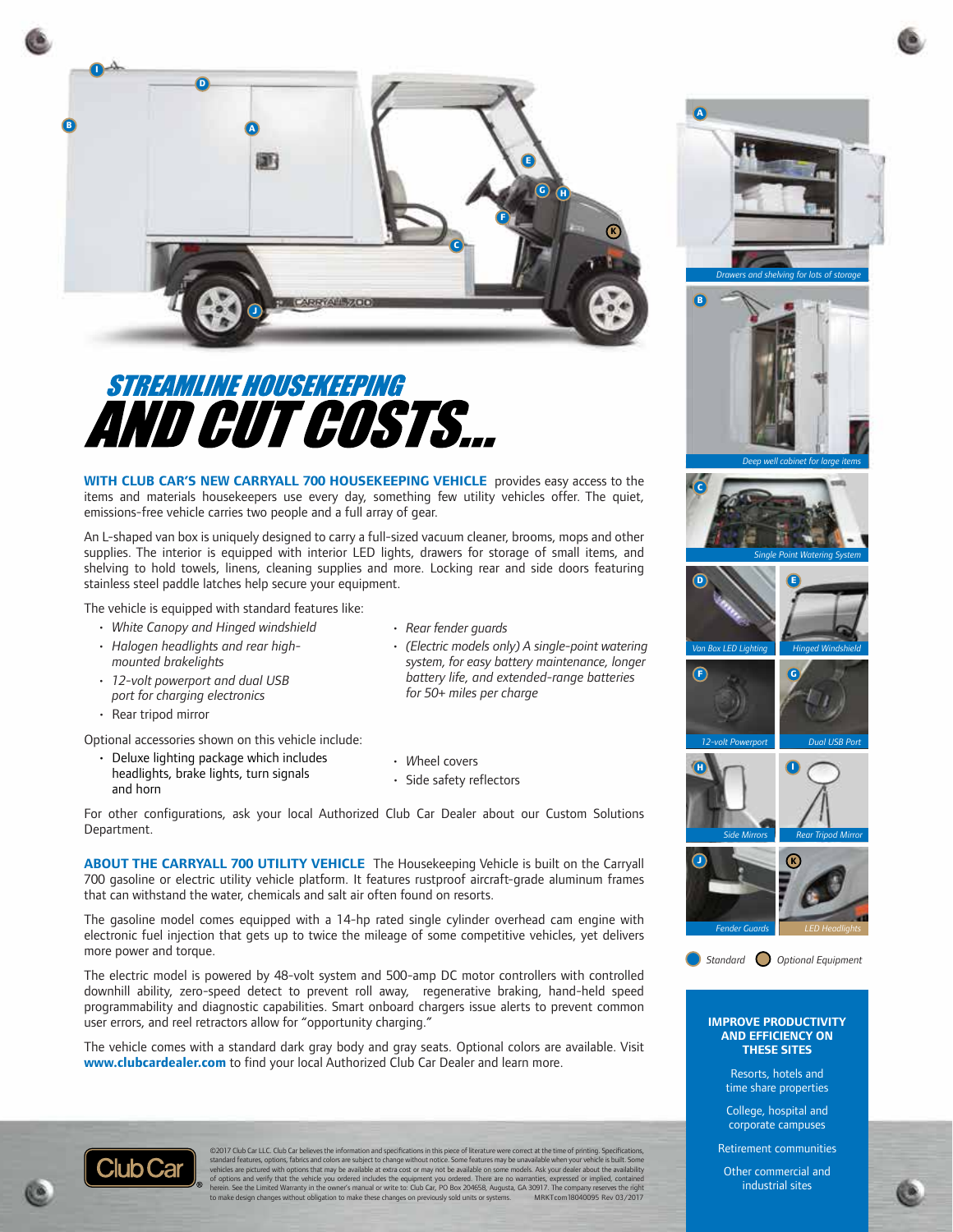# STREAMLINE HOUSEKEEPING AND CUT COSTS...

**WITH CLUB CAR'S NEW CARRYALL 700 HOUSEKEEPING VEHICLE** provides easy access to the items and materials housekeepers use every day, something few utility vehicles offer. The quiet, emissions-free vehicle carries two people and a full array of gear.

An L-shaped van box is uniquely designed to carry a full-sized vacuum cleaner, brooms, mops and other supplies. The interior is equipped with interior LED lights, drawers for storage of small items, and shelving to hold towels, linens, cleaning supplies and more. Locking rear and side doors featuring stainless steel paddle latches help secure your equipment.

The vehicle is equipped with standard features like:

- *White Canopy and Hinged windshield*
- *Halogen headlights and rear high-mounted brakelights*
- *12-volt powerport and dual USB port for charging electronics*
- Rear tripod mirror
- *Rear fender guards*
- *(Electric models only) A single-point watering system, for easy battery maintenance, longer battery life, and extended-range batteries for 50+ miles per charge*

Optional accessories shown on this vehicle include:

- Deluxe lighting package which includes headlights, brake lights, turn signals and horn
- Wheel covers
- Side safety reflectors

For other configurations, ask your local Authorized Club Car Dealer about our Custom Solutions Department.

**ABOUT THE CARRYALL 700 UTILITY VEHICLE** The Housekeeping Vehicle is built on the Carryall 700 gasoline or electric utility vehicle platform. It features rustproof aircraft-grade aluminum frames that can withstand the water, chemicals and salt air often found on resorts.

The gasoline model comes equipped with a 14-hp rated single cylinder overhead cam engine with electronic fuel injection that gets up to twice the mileage of some competitive vehicles, yet delivers more power and torque.

The electric model is powered by 48-volt system and 500-amp DC motor controllers with controlled downhill ability, zero-speed detect to prevent roll away, regenerative braking, hand-held speed programmability and diagnostic capabilities. Smart onboard chargers issue alerts to prevent common user errors, and reel retractors allow for "opportunity charging."

The vehicle comes with a standard dark gray body and gray seats. Optional colors are available. Visit **www.clubcardealer.com** to find your local Authorized Club Car Dealer and learn more.

A — Drawers and shelving for lots of storage

B — Deep well cabinet for large items

C — Single Point Watering System

D — Van Box LED Lighting

E — Hinged Windshield

F — 12-volt Powerport

G — Dual USB Port

H — Side Mirrors

I — Rear Tripod Mirror

J — Fender Guards

K — LED Headlights

Standard | Optional Equipment

**IMPROVE PRODUCTIVITY AND EFFICIENCY ON THESE SITES**

Resorts, hotels and time share properties

College, hospital and corporate campuses

Retirement communities

Other commercial and industrial sites

Club Car

©2017 Club Car LLC. Club Car believes the information and specifications in this piece of literature were correct at the time of printing. Specifications, standard features, options, fabrics and colors are subject to change without notice. Some features may be unavailable when your vehicle is built. Some vehicles are pictured with options that may be available at extra cost or may not be available on some models. Ask your dealer about the availability of options and verify that the vehicle you ordered includes the equipment you ordered. There are no warranties, expressed or implied, contained herein. See the Limited Warranty in the owner's manual or write to: Club Car, PO Box 204658, Augusta, GA 30917. The company reserves the right to make design changes without obligation to make these changes on previously sold units or systems. MRKTcom18040095 Rev 03/2017